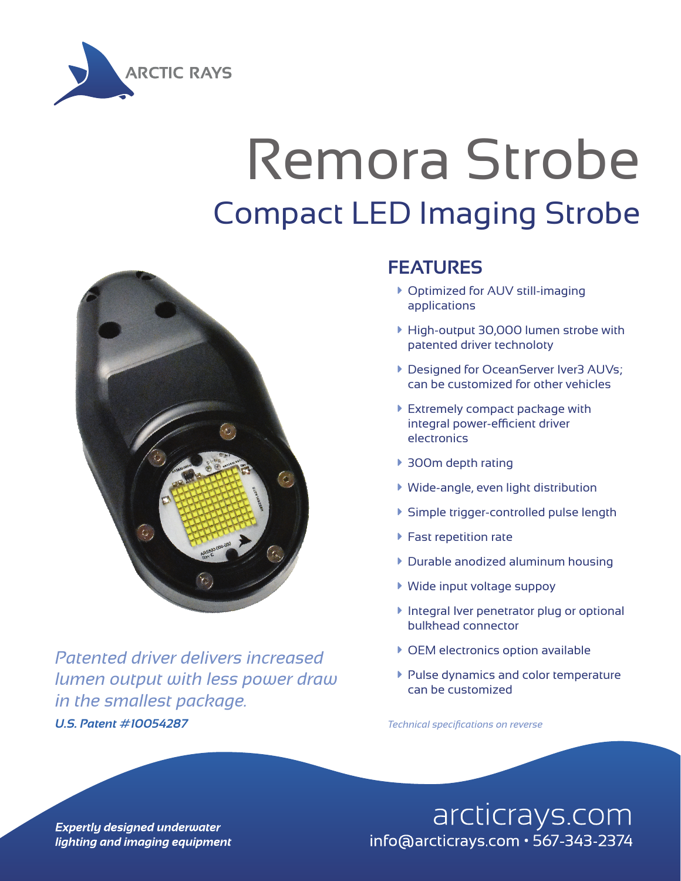ARCTIC RAYS

# Remora Strobe

## Compact LED Imaging Strobe

*Patented driver delivers increased lumen output with less power draw in the smallest package.*

***U.S. Patent #10054287***

## FEATURES

- Optimized for AUV still-imaging applications
- High-output 30,000 lumen strobe with patented driver technoloty
- Designed for OceanServer Iver3 AUVs; can be customized for other vehicles
- Extremely compact package with integral power-efficient driver electronics
- 300m depth rating
- Wide-angle, even light distribution
- Simple trigger-controlled pulse length
- Fast repetition rate
- Durable anodized aluminum housing
- Wide input voltage suppoy
- Integral Iver penetrator plug or optional bulkhead connector
- OEM electronics option available
- Pulse dynamics and color temperature can be customized

*Technical specifications on reverse*

***Expertly designed underwater lighting and imaging equipment***

arcticrays.com
info@arcticrays.com • 567-343-2374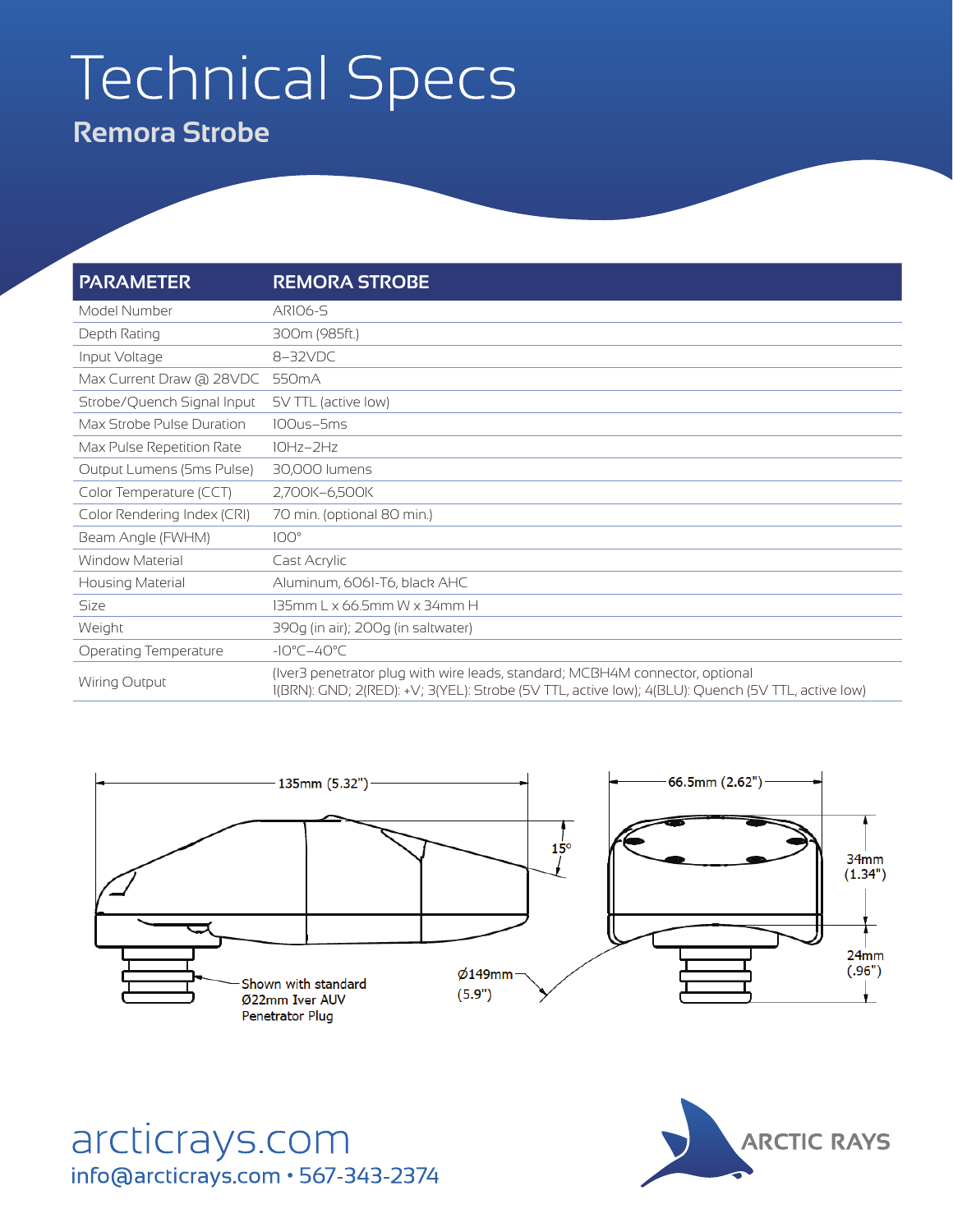# Technical Specs

## Remora Strobe

| PARAMETER | REMORA STROBE |
|---|---|
| Model Number | AR106-S |
| Depth Rating | 300m (985ft.) |
| Input Voltage | 8–32VDC |
| Max Current Draw @ 28VDC | 550mA |
| Strobe/Quench Signal Input | 5V TTL (active low) |
| Max Strobe Pulse Duration | 100us–5ms |
| Max Pulse Repetition Rate | 10Hz–2Hz |
| Output Lumens (5ms Pulse) | 30,000 lumens |
| Color Temperature (CCT) | 2,700K–6,500K |
| Color Rendering Index (CRI) | 70 min. (optional 80 min.) |
| Beam Angle (FWHM) | 100° |
| Window Material | Cast Acrylic |
| Housing Material | Aluminum, 6061-T6, black AHC |
| Size | 135mm L x 66.5mm W x 34mm H |
| Weight | 390g (in air); 200g (in saltwater) |
| Operating Temperature | -10°C–40°C |
| Wiring Output | Iver3 penetrator plug with wire leads, standard; MCBH4M connector, optional<br>1(BRN): GND; 2(RED): +V; 3(YEL): Strobe (5V TTL, active low); 4(BLU): Quench (5V TTL, active low) |

135mm (5.32")

15°

Shown with standard Ø22mm Iver AUV Penetrator Plug

Ø149mm (5.9")

66.5mm (2.62")

34mm (1.34")

24mm (.96")

arcticrays.com
info@arcticrays.com • 567-343-2374

ARCTIC RAYS